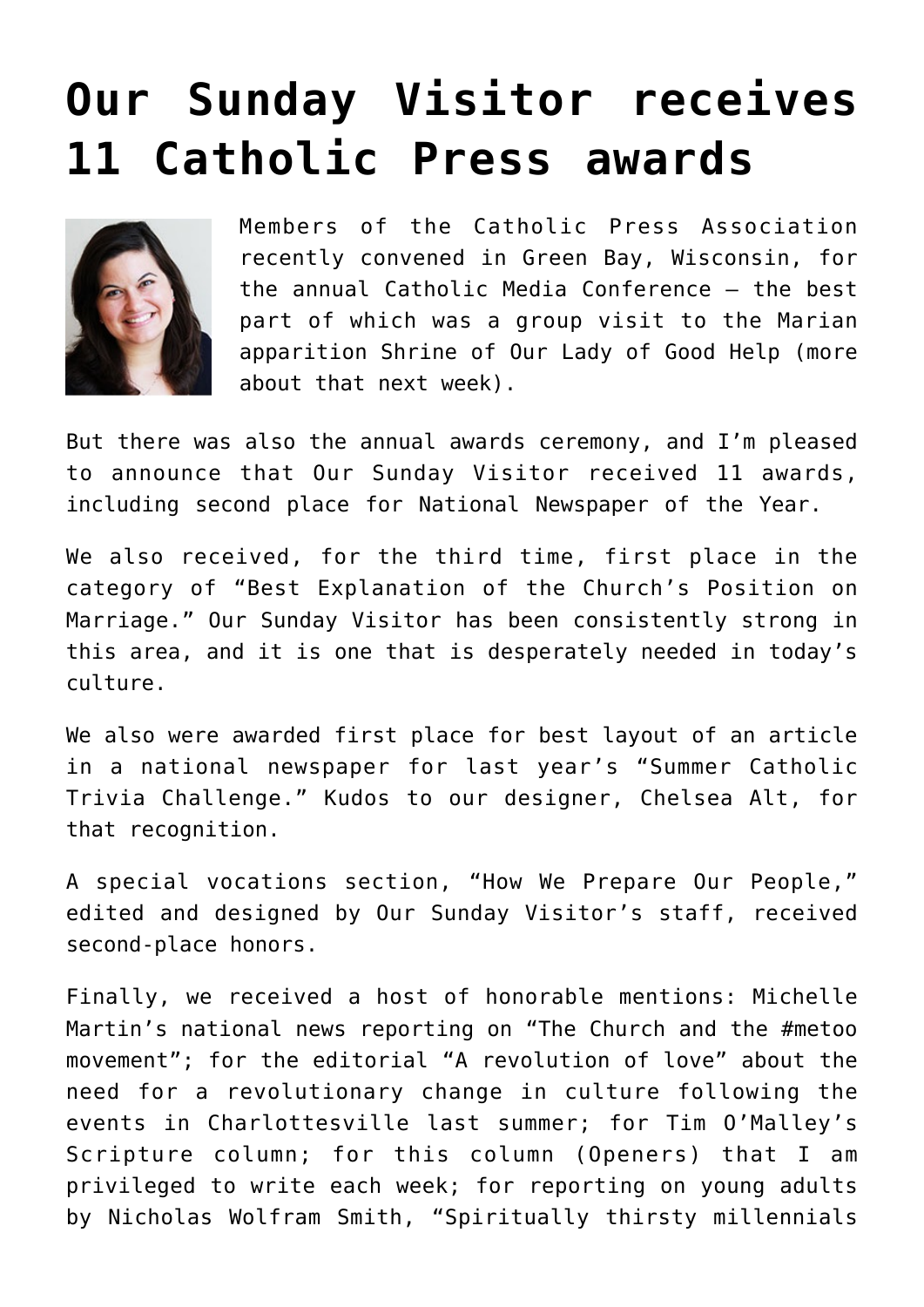# Our Sunday Visitor receives 11 Catholic Press awards

Members of the Catholic Press Association recently convened in Green Bay, Wisconsin, for the annual Catholic Media Conference — the best part of which was a group visit to the Marian apparition Shrine of Our Lady of Good Help (more about that next week).

But there was also the annual awards ceremony, and I'm pleased to announce that Our Sunday Visitor received 11 awards, including second place for National Newspaper of the Year.

We also received, for the third time, first place in the category of "Best Explanation of the Church's Position on Marriage." Our Sunday Visitor has been consistently strong in this area, and it is one that is desperately needed in today's culture.

We also were awarded first place for best layout of an article in a national newspaper for last year's "Summer Catholic Trivia Challenge." Kudos to our designer, Chelsea Alt, for that recognition.

A special vocations section, "How We Prepare Our People," edited and designed by Our Sunday Visitor's staff, received second-place honors.

Finally, we received a host of honorable mentions: Michelle Martin's national news reporting on "The Church and the #metoo movement"; for the editorial "A revolution of love" about the need for a revolutionary change in culture following the events in Charlottesville last summer; for Tim O'Malley's Scripture column; for this column (Openers) that I am privileged to write each week; for reporting on young adults by Nicholas Wolfram Smith, "Spiritually thirsty millennials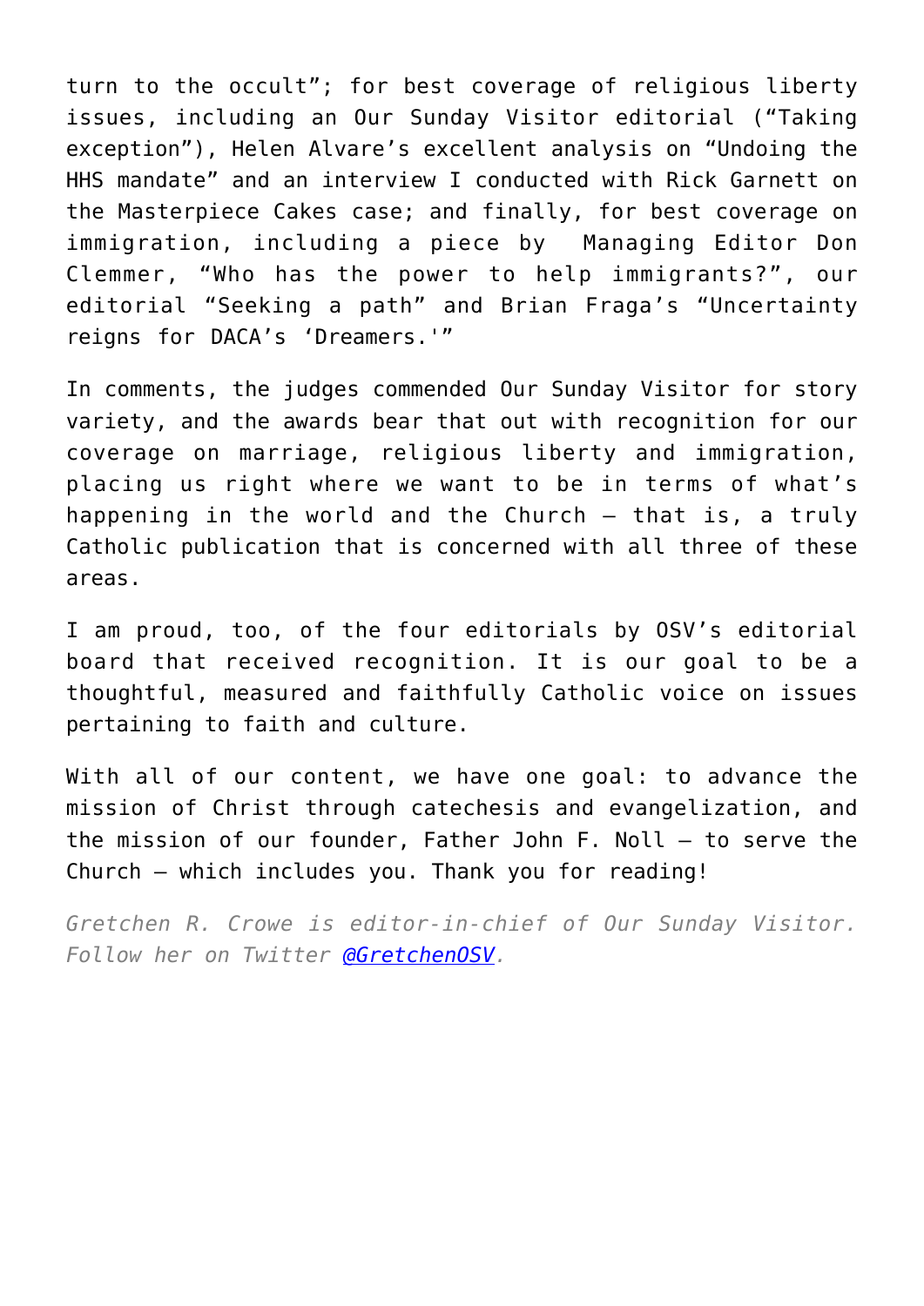turn to the occult"; for best coverage of religious liberty issues, including an Our Sunday Visitor editorial ("Taking exception"), Helen Alvare's excellent analysis on "Undoing the HHS mandate" and an interview I conducted with Rick Garnett on the Masterpiece Cakes case; and finally, for best coverage on immigration, including a piece by Managing Editor Don Clemmer, "Who has the power to help immigrants?", our editorial "Seeking a path" and Brian Fraga's "Uncertainty reigns for DACA's 'Dreamers.'"

In comments, the judges commended Our Sunday Visitor for story variety, and the awards bear that out with recognition for our coverage on marriage, religious liberty and immigration, placing us right where we want to be in terms of what's happening in the world and the Church — that is, a truly Catholic publication that is concerned with all three of these areas.

I am proud, too, of the four editorials by OSV's editorial board that received recognition. It is our goal to be a thoughtful, measured and faithfully Catholic voice on issues pertaining to faith and culture.

With all of our content, we have one goal: to advance the mission of Christ through catechesis and evangelization, and the mission of our founder, Father John F. Noll — to serve the Church — which includes you. Thank you for reading!

*Gretchen R. Crowe is editor-in-chief of Our Sunday Visitor. Follow her on Twitter [@GretchenOSV](https://twitter.com/GretchenOSV).*